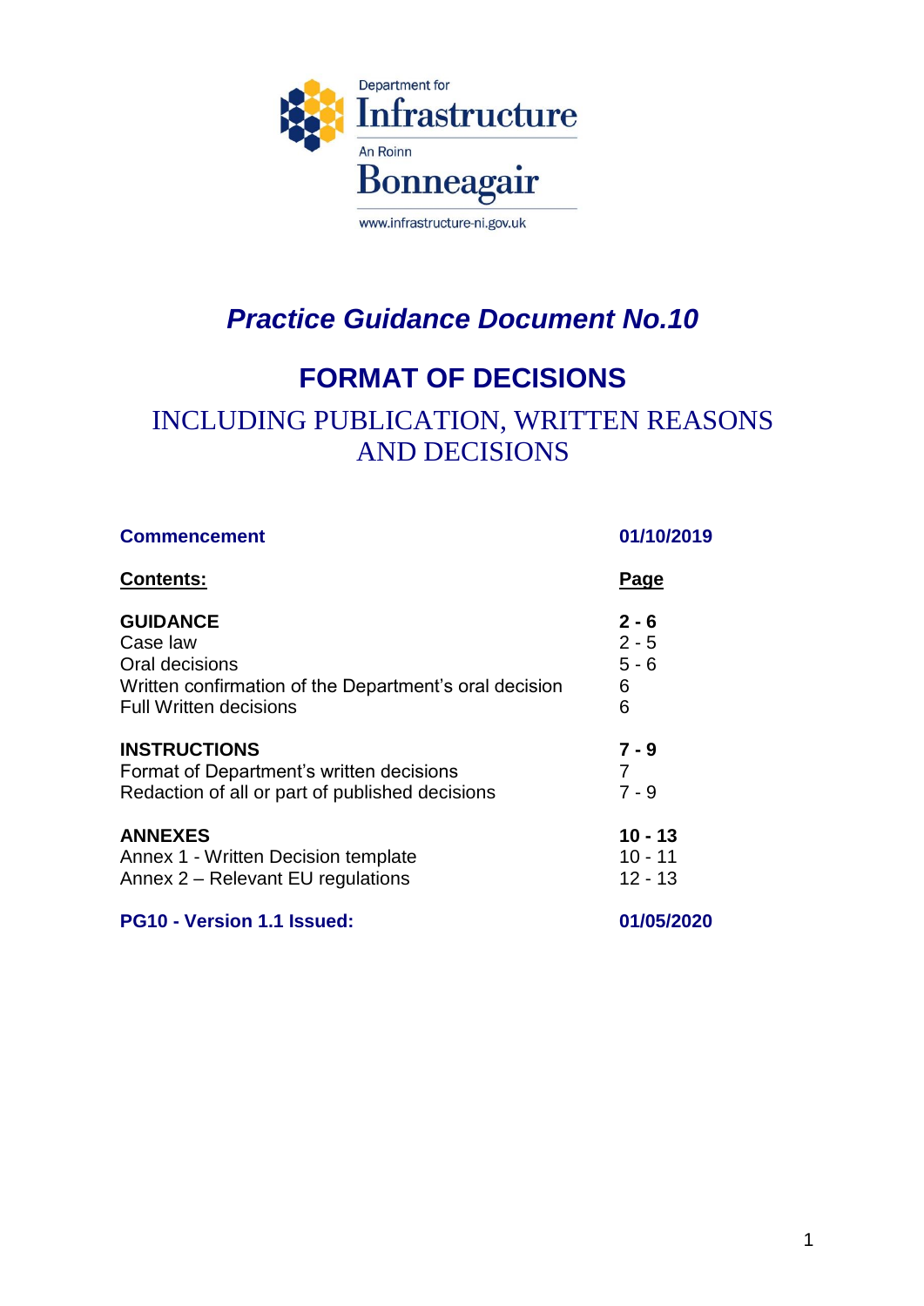Department for
Infrastructure
An Roinn
Bonneagair
www.infrastructure-ni.gov.uk

# *Practice Guidance Document No.10*

## FORMAT OF DECISIONS

## INCLUDING PUBLICATION, WRITTEN REASONS AND DECISIONS

| **Commencement** | **01/10/2019** |
|---|---|
| **Contents:** | **Page** |
| **GUIDANCE** | **2 - 6** |
| Case law | 2 - 5 |
| Oral decisions | 5 - 6 |
| Written confirmation of the Department's oral decision | 6 |
| Full Written decisions | 6 |
| **INSTRUCTIONS** | **7 - 9** |
| Format of Department's written decisions | 7 |
| Redaction of all or part of published decisions | 7 - 9 |
| **ANNEXES** | **10 - 13** |
| Annex 1 - Written Decision template | 10 - 11 |
| Annex 2 – Relevant EU regulations | 12 - 13 |
| **PG10 - Version 1.1 Issued:** | **01/05/2020** |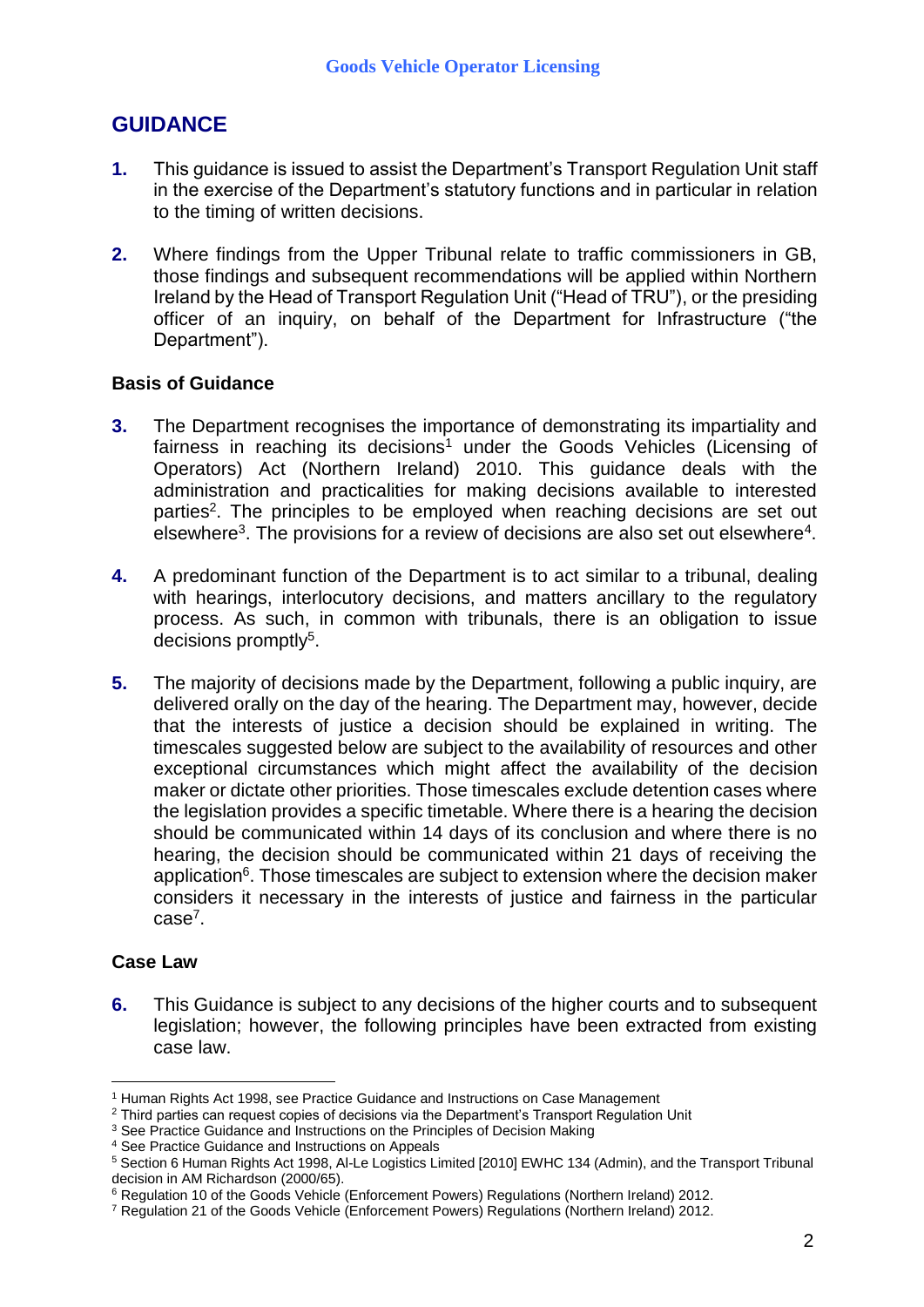## GUIDANCE

**1.** This guidance is issued to assist the Department's Transport Regulation Unit staff in the exercise of the Department's statutory functions and in particular in relation to the timing of written decisions.

**2.** Where findings from the Upper Tribunal relate to traffic commissioners in GB, those findings and subsequent recommendations will be applied within Northern Ireland by the Head of Transport Regulation Unit ("Head of TRU"), or the presiding officer of an inquiry, on behalf of the Department for Infrastructure ("the Department").

### Basis of Guidance

**3.** The Department recognises the importance of demonstrating its impartiality and fairness in reaching its decisions[1] under the Goods Vehicles (Licensing of Operators) Act (Northern Ireland) 2010. This guidance deals with the administration and practicalities for making decisions available to interested parties[2]. The principles to be employed when reaching decisions are set out elsewhere[3]. The provisions for a review of decisions are also set out elsewhere[4].

**4.** A predominant function of the Department is to act similar to a tribunal, dealing with hearings, interlocutory decisions, and matters ancillary to the regulatory process. As such, in common with tribunals, there is an obligation to issue decisions promptly[5].

**5.** The majority of decisions made by the Department, following a public inquiry, are delivered orally on the day of the hearing. The Department may, however, decide that the interests of justice a decision should be explained in writing. The timescales suggested below are subject to the availability of resources and other exceptional circumstances which might affect the availability of the decision maker or dictate other priorities. Those timescales exclude detention cases where the legislation provides a specific timetable. Where there is a hearing the decision should be communicated within 14 days of its conclusion and where there is no hearing, the decision should be communicated within 21 days of receiving the application[6]. Those timescales are subject to extension where the decision maker considers it necessary in the interests of justice and fairness in the particular case[7].

### Case Law

**6.** This Guidance is subject to any decisions of the higher courts and to subsequent legislation; however, the following principles have been extracted from existing case law.

---

[1] Human Rights Act 1998, see Practice Guidance and Instructions on Case Management

[2] Third parties can request copies of decisions via the Department's Transport Regulation Unit

[3] See Practice Guidance and Instructions on the Principles of Decision Making

[4] See Practice Guidance and Instructions on Appeals

[5] Section 6 Human Rights Act 1998, Al-Le Logistics Limited [2010] EWHC 134 (Admin), and the Transport Tribunal decision in AM Richardson (2000/65).

[6] Regulation 10 of the Goods Vehicle (Enforcement Powers) Regulations (Northern Ireland) 2012.

[7] Regulation 21 of the Goods Vehicle (Enforcement Powers) Regulations (Northern Ireland) 2012.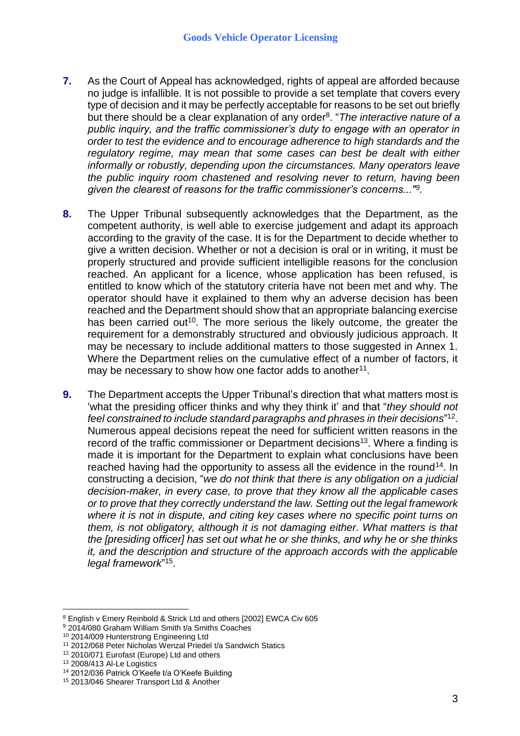**7.** As the Court of Appeal has acknowledged, rights of appeal are afforded because no judge is infallible. It is not possible to provide a set template that covers every type of decision and it may be perfectly acceptable for reasons to be set out briefly but there should be a clear explanation of any order[8]. "*The interactive nature of a public inquiry, and the traffic commissioner's duty to engage with an operator in order to test the evidence and to encourage adherence to high standards and the regulatory regime, may mean that some cases can best be dealt with either informally or robustly, depending upon the circumstances. Many operators leave the public inquiry room chastened and resolving never to return, having been given the clearest of reasons for the traffic commissioner's concerns..."*[9].

**8.** The Upper Tribunal subsequently acknowledges that the Department, as the competent authority, is well able to exercise judgement and adapt its approach according to the gravity of the case. It is for the Department to decide whether to give a written decision. Whether or not a decision is oral or in writing, it must be properly structured and provide sufficient intelligible reasons for the conclusion reached. An applicant for a licence, whose application has been refused, is entitled to know which of the statutory criteria have not been met and why. The operator should have it explained to them why an adverse decision has been reached and the Department should show that an appropriate balancing exercise has been carried out[10]. The more serious the likely outcome, the greater the requirement for a demonstrably structured and obviously judicious approach. It may be necessary to include additional matters to those suggested in Annex 1. Where the Department relies on the cumulative effect of a number of factors, it may be necessary to show how one factor adds to another[11].

**9.** The Department accepts the Upper Tribunal's direction that what matters most is 'what the presiding officer thinks and why they think it' and that "*they should not feel constrained to include standard paragraphs and phrases in their decisions*"[12]. Numerous appeal decisions repeat the need for sufficient written reasons in the record of the traffic commissioner or Department decisions[13]. Where a finding is made it is important for the Department to explain what conclusions have been reached having had the opportunity to assess all the evidence in the round[14]. In constructing a decision, "*we do not think that there is any obligation on a judicial decision-maker, in every case, to prove that they know all the applicable cases or to prove that they correctly understand the law. Setting out the legal framework where it is not in dispute, and citing key cases where no specific point turns on them, is not obligatory, although it is not damaging either. What matters is that the [presiding officer] has set out what he or she thinks, and why he or she thinks it, and the description and structure of the approach accords with the applicable legal framework*"[15].

---

[8] English v Emery Reinbold & Strick Ltd and others [2002] EWCA Civ 605
[9] 2014/080 Graham William Smith t/a Smiths Coaches
[10] 2014/009 Hunterstrong Engineering Ltd
[11] 2012/068 Peter Nicholas Wenzal Priedel t/a Sandwich Statics
[12] 2010/071 Eurofast (Europe) Ltd and others
[13] 2008/413 Al-Le Logistics
[14] 2012/036 Patrick O'Keefe t/a O'Keefe Building
[15] 2013/046 Shearer Transport Ltd & Another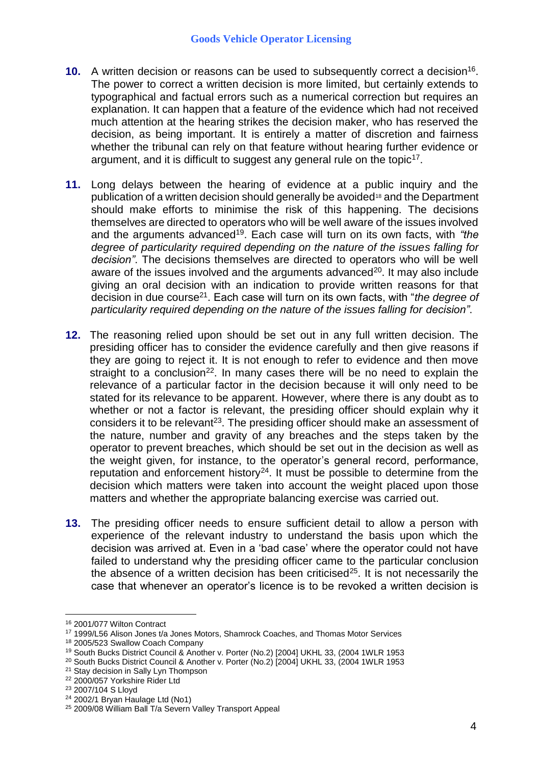**10.** A written decision or reasons can be used to subsequently correct a decision[16]. The power to correct a written decision is more limited, but certainly extends to typographical and factual errors such as a numerical correction but requires an explanation. It can happen that a feature of the evidence which had not received much attention at the hearing strikes the decision maker, who has reserved the decision, as being important. It is entirely a matter of discretion and fairness whether the tribunal can rely on that feature without hearing further evidence or argument, and it is difficult to suggest any general rule on the topic[17].

**11.** Long delays between the hearing of evidence at a public inquiry and the publication of a written decision should generally be avoided[18] and the Department should make efforts to minimise the risk of this happening. The decisions themselves are directed to operators who will be well aware of the issues involved and the arguments advanced[19]. Each case will turn on its own facts, with *"the degree of particularity required depending on the nature of the issues falling for decision"*. The decisions themselves are directed to operators who will be well aware of the issues involved and the arguments advanced[20]. It may also include giving an oral decision with an indication to provide written reasons for that decision in due course[21]. Each case will turn on its own facts, with "*the degree of particularity required depending on the nature of the issues falling for decision"*.

**12.** The reasoning relied upon should be set out in any full written decision. The presiding officer has to consider the evidence carefully and then give reasons if they are going to reject it. It is not enough to refer to evidence and then move straight to a conclusion[22]. In many cases there will be no need to explain the relevance of a particular factor in the decision because it will only need to be stated for its relevance to be apparent. However, where there is any doubt as to whether or not a factor is relevant, the presiding officer should explain why it considers it to be relevant[23]. The presiding officer should make an assessment of the nature, number and gravity of any breaches and the steps taken by the operator to prevent breaches, which should be set out in the decision as well as the weight given, for instance, to the operator's general record, performance, reputation and enforcement history[24]. It must be possible to determine from the decision which matters were taken into account the weight placed upon those matters and whether the appropriate balancing exercise was carried out.

**13.** The presiding officer needs to ensure sufficient detail to allow a person with experience of the relevant industry to understand the basis upon which the decision was arrived at. Even in a 'bad case' where the operator could not have failed to understand why the presiding officer came to the particular conclusion the absence of a written decision has been criticised[25]. It is not necessarily the case that whenever an operator's licence is to be revoked a written decision is

---

[16] 2001/077 Wilton Contract

[17] 1999/L56 Alison Jones t/a Jones Motors, Shamrock Coaches, and Thomas Motor Services

[18] 2005/523 Swallow Coach Company

[19] South Bucks District Council & Another v. Porter (No.2) [2004] UKHL 33, (2004 1WLR 1953

[20] South Bucks District Council & Another v. Porter (No.2) [2004] UKHL 33, (2004 1WLR 1953

[21] Stay decision in Sally Lyn Thompson

[22] 2000/057 Yorkshire Rider Ltd

[23] 2007/104 S Lloyd

[24] 2002/1 Bryan Haulage Ltd (No1)

[25] 2009/08 William Ball T/a Severn Valley Transport Appeal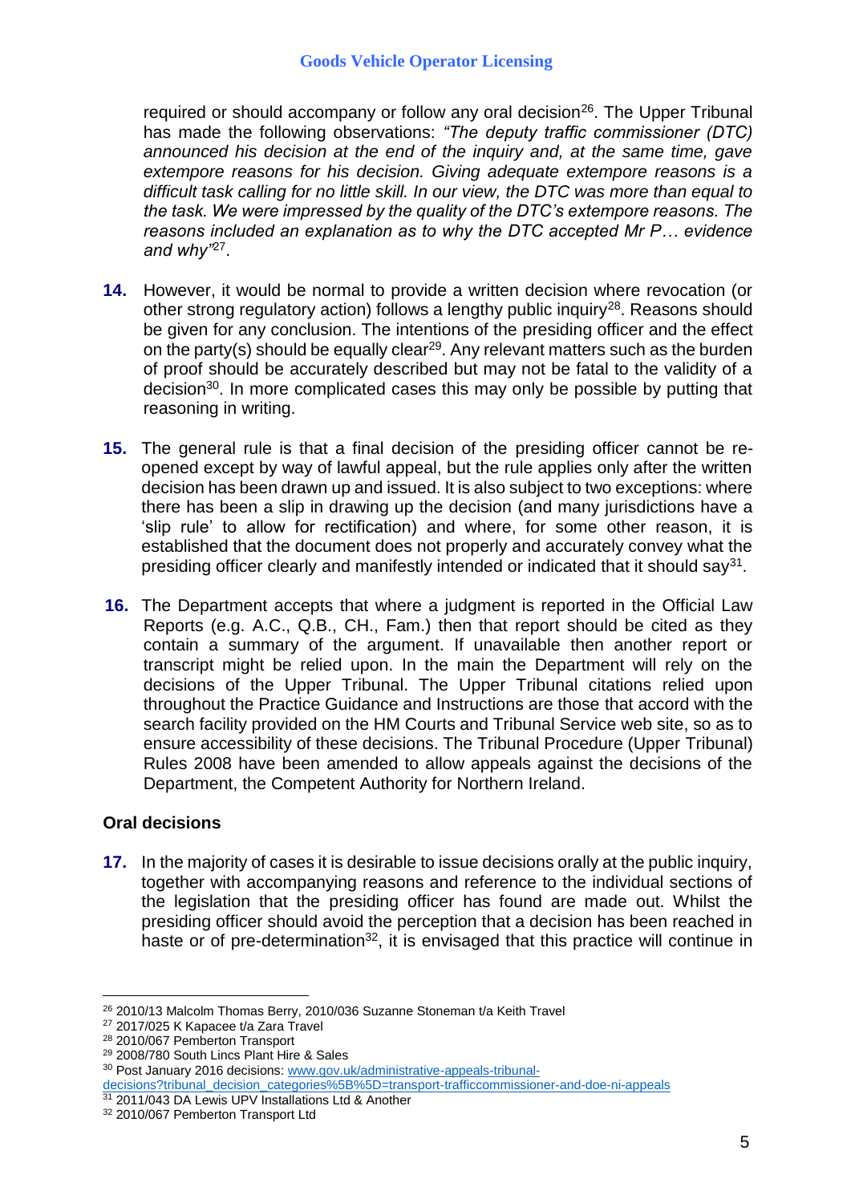required or should accompany or follow any oral decision[26]. The Upper Tribunal has made the following observations: *"The deputy traffic commissioner (DTC) announced his decision at the end of the inquiry and, at the same time, gave extempore reasons for his decision. Giving adequate extempore reasons is a difficult task calling for no little skill. In our view, the DTC was more than equal to the task. We were impressed by the quality of the DTC's extempore reasons. The reasons included an explanation as to why the DTC accepted Mr P… evidence and why"*[27].

**14.** However, it would be normal to provide a written decision where revocation (or other strong regulatory action) follows a lengthy public inquiry[28]. Reasons should be given for any conclusion. The intentions of the presiding officer and the effect on the party(s) should be equally clear[29]. Any relevant matters such as the burden of proof should be accurately described but may not be fatal to the validity of a decision[30]. In more complicated cases this may only be possible by putting that reasoning in writing.

**15.** The general rule is that a final decision of the presiding officer cannot be re-opened except by way of lawful appeal, but the rule applies only after the written decision has been drawn up and issued. It is also subject to two exceptions: where there has been a slip in drawing up the decision (and many jurisdictions have a 'slip rule' to allow for rectification) and where, for some other reason, it is established that the document does not properly and accurately convey what the presiding officer clearly and manifestly intended or indicated that it should say[31].

**16.** The Department accepts that where a judgment is reported in the Official Law Reports (e.g. A.C., Q.B., CH., Fam.) then that report should be cited as they contain a summary of the argument. If unavailable then another report or transcript might be relied upon. In the main the Department will rely on the decisions of the Upper Tribunal. The Upper Tribunal citations relied upon throughout the Practice Guidance and Instructions are those that accord with the search facility provided on the HM Courts and Tribunal Service web site, so as to ensure accessibility of these decisions. The Tribunal Procedure (Upper Tribunal) Rules 2008 have been amended to allow appeals against the decisions of the Department, the Competent Authority for Northern Ireland.

### Oral decisions

**17.** In the majority of cases it is desirable to issue decisions orally at the public inquiry, together with accompanying reasons and reference to the individual sections of the legislation that the presiding officer has found are made out. Whilst the presiding officer should avoid the perception that a decision has been reached in haste or of pre-determination[32], it is envisaged that this practice will continue in

---

[26] 2010/13 Malcolm Thomas Berry, 2010/036 Suzanne Stoneman t/a Keith Travel
[27] 2017/025 K Kapacee t/a Zara Travel
[28] 2010/067 Pemberton Transport
[29] 2008/780 South Lincs Plant Hire & Sales
[30] Post January 2016 decisions: [www.gov.uk/administrative-appeals-tribunal-decisions?tribunal_decision_categories%5B%5D=transport-trafficcommissioner-and-doe-ni-appeals](www.gov.uk/administrative-appeals-tribunal-decisions?tribunal_decision_categories%5B%5D=transport-trafficcommissioner-and-doe-ni-appeals)
[31] 2011/043 DA Lewis UPV Installations Ltd & Another
[32] 2010/067 Pemberton Transport Ltd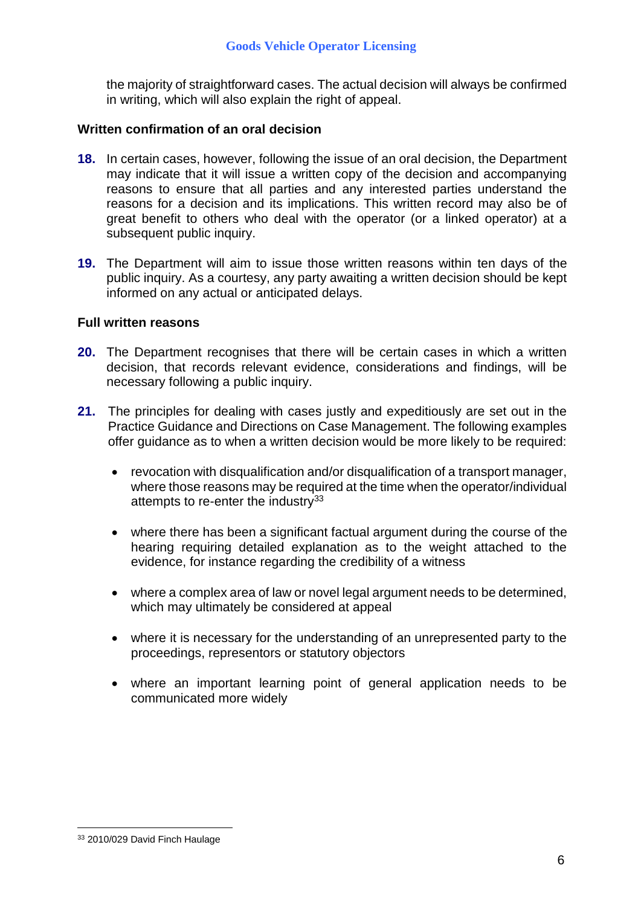the majority of straightforward cases. The actual decision will always be confirmed in writing, which will also explain the right of appeal.

**Written confirmation of an oral decision**

**18.** In certain cases, however, following the issue of an oral decision, the Department may indicate that it will issue a written copy of the decision and accompanying reasons to ensure that all parties and any interested parties understand the reasons for a decision and its implications. This written record may also be of great benefit to others who deal with the operator (or a linked operator) at a subsequent public inquiry.

**19.** The Department will aim to issue those written reasons within ten days of the public inquiry. As a courtesy, any party awaiting a written decision should be kept informed on any actual or anticipated delays.

**Full written reasons**

**20.** The Department recognises that there will be certain cases in which a written decision, that records relevant evidence, considerations and findings, will be necessary following a public inquiry.

**21.** The principles for dealing with cases justly and expeditiously are set out in the Practice Guidance and Directions on Case Management. The following examples offer guidance as to when a written decision would be more likely to be required:

- revocation with disqualification and/or disqualification of a transport manager, where those reasons may be required at the time when the operator/individual attempts to re-enter the industry[33]

- where there has been a significant factual argument during the course of the hearing requiring detailed explanation as to the weight attached to the evidence, for instance regarding the credibility of a witness

- where a complex area of law or novel legal argument needs to be determined, which may ultimately be considered at appeal

- where it is necessary for the understanding of an unrepresented party to the proceedings, representors or statutory objectors

- where an important learning point of general application needs to be communicated more widely

[33] 2010/029 David Finch Haulage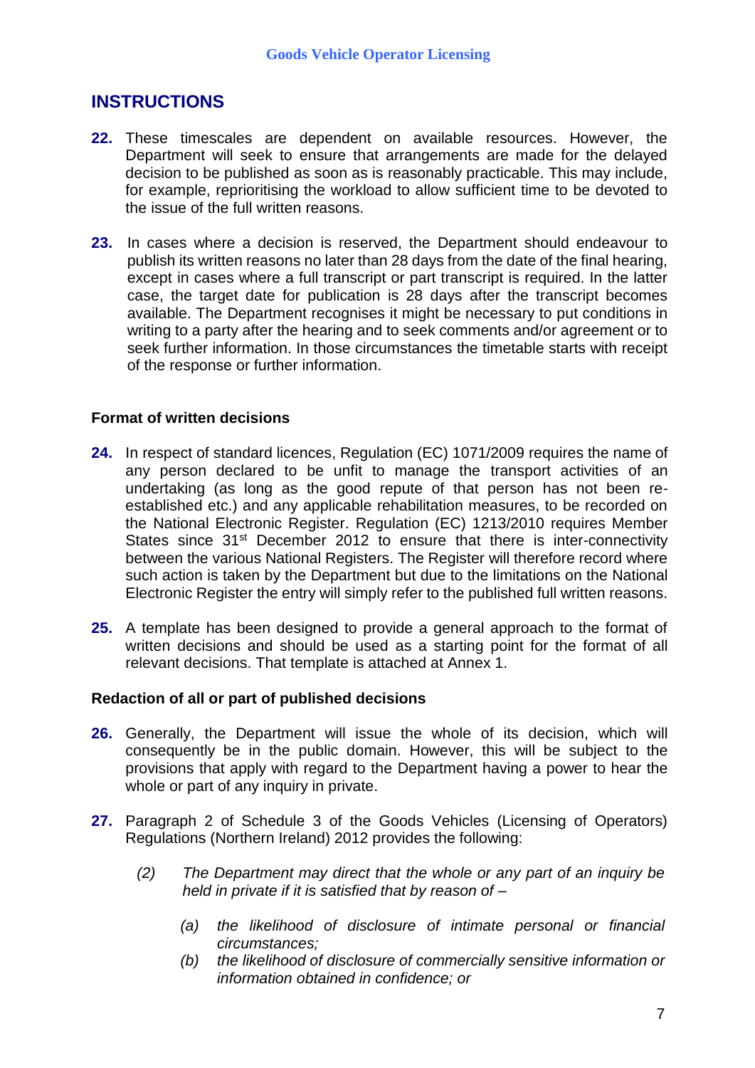## INSTRUCTIONS

**22.** These timescales are dependent on available resources. However, the Department will seek to ensure that arrangements are made for the delayed decision to be published as soon as is reasonably practicable. This may include, for example, reprioritising the workload to allow sufficient time to be devoted to the issue of the full written reasons.

**23.** In cases where a decision is reserved, the Department should endeavour to publish its written reasons no later than 28 days from the date of the final hearing, except in cases where a full transcript or part transcript is required. In the latter case, the target date for publication is 28 days after the transcript becomes available. The Department recognises it might be necessary to put conditions in writing to a party after the hearing and to seek comments and/or agreement or to seek further information. In those circumstances the timetable starts with receipt of the response or further information.

### Format of written decisions

**24.** In respect of standard licences, Regulation (EC) 1071/2009 requires the name of any person declared to be unfit to manage the transport activities of an undertaking (as long as the good repute of that person has not been re-established etc.) and any applicable rehabilitation measures, to be recorded on the National Electronic Register. Regulation (EC) 1213/2010 requires Member States since 31st December 2012 to ensure that there is inter-connectivity between the various National Registers. The Register will therefore record where such action is taken by the Department but due to the limitations on the National Electronic Register the entry will simply refer to the published full written reasons.

**25.** A template has been designed to provide a general approach to the format of written decisions and should be used as a starting point for the format of all relevant decisions. That template is attached at Annex 1.

### Redaction of all or part of published decisions

**26.** Generally, the Department will issue the whole of its decision, which will consequently be in the public domain. However, this will be subject to the provisions that apply with regard to the Department having a power to hear the whole or part of any inquiry in private.

**27.** Paragraph 2 of Schedule 3 of the Goods Vehicles (Licensing of Operators) Regulations (Northern Ireland) 2012 provides the following:

> *(2) The Department may direct that the whole or any part of an inquiry be held in private if it is satisfied that by reason of –*
>
> *(a) the likelihood of disclosure of intimate personal or financial circumstances;*
>
> *(b) the likelihood of disclosure of commercially sensitive information or information obtained in confidence; or*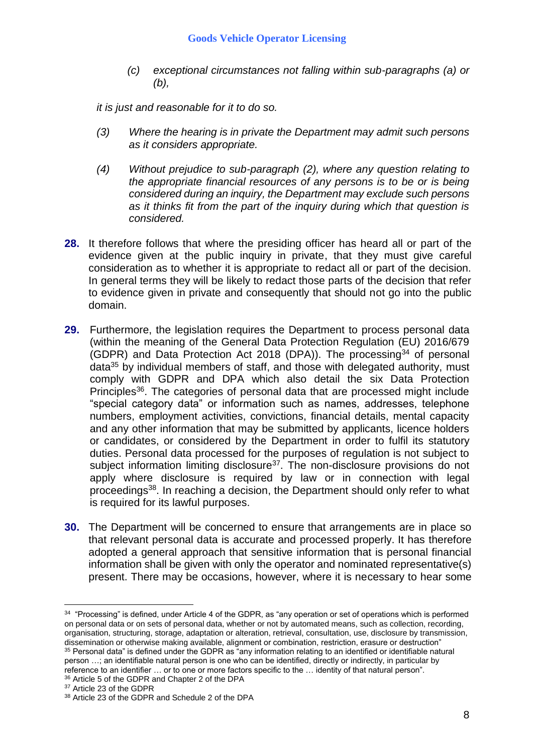*(c) exceptional circumstances not falling within sub-paragraphs (a) or (b),*

*it is just and reasonable for it to do so.*

*(3) Where the hearing is in private the Department may admit such persons as it considers appropriate.*

*(4) Without prejudice to sub-paragraph (2), where any question relating to the appropriate financial resources of any persons is to be or is being considered during an inquiry, the Department may exclude such persons as it thinks fit from the part of the inquiry during which that question is considered.*

**28.** It therefore follows that where the presiding officer has heard all or part of the evidence given at the public inquiry in private, that they must give careful consideration as to whether it is appropriate to redact all or part of the decision. In general terms they will be likely to redact those parts of the decision that refer to evidence given in private and consequently that should not go into the public domain.

**29.** Furthermore, the legislation requires the Department to process personal data (within the meaning of the General Data Protection Regulation (EU) 2016/679 (GDPR) and Data Protection Act 2018 (DPA)). The processing[34] of personal data[35] by individual members of staff, and those with delegated authority, must comply with GDPR and DPA which also detail the six Data Protection Principles[36]. The categories of personal data that are processed might include "special category data" or information such as names, addresses, telephone numbers, employment activities, convictions, financial details, mental capacity and any other information that may be submitted by applicants, licence holders or candidates, or considered by the Department in order to fulfil its statutory duties. Personal data processed for the purposes of regulation is not subject to subject information limiting disclosure[37]. The non-disclosure provisions do not apply where disclosure is required by law or in connection with legal proceedings[38]. In reaching a decision, the Department should only refer to what is required for its lawful purposes.

**30.** The Department will be concerned to ensure that arrangements are in place so that relevant personal data is accurate and processed properly. It has therefore adopted a general approach that sensitive information that is personal financial information shall be given with only the operator and nominated representative(s) present. There may be occasions, however, where it is necessary to hear some

---

[34] "Processing" is defined, under Article 4 of the GDPR, as "any operation or set of operations which is performed on personal data or on sets of personal data, whether or not by automated means, such as collection, recording, organisation, structuring, storage, adaptation or alteration, retrieval, consultation, use, disclosure by transmission, dissemination or otherwise making available, alignment or combination, restriction, erasure or destruction"

[35] Personal data" is defined under the GDPR as "any information relating to an identified or identifiable natural person …; an identifiable natural person is one who can be identified, directly or indirectly, in particular by reference to an identifier … or to one or more factors specific to the … identity of that natural person".

[36] Article 5 of the GDPR and Chapter 2 of the DPA

[37] Article 23 of the GDPR

[38] Article 23 of the GDPR and Schedule 2 of the DPA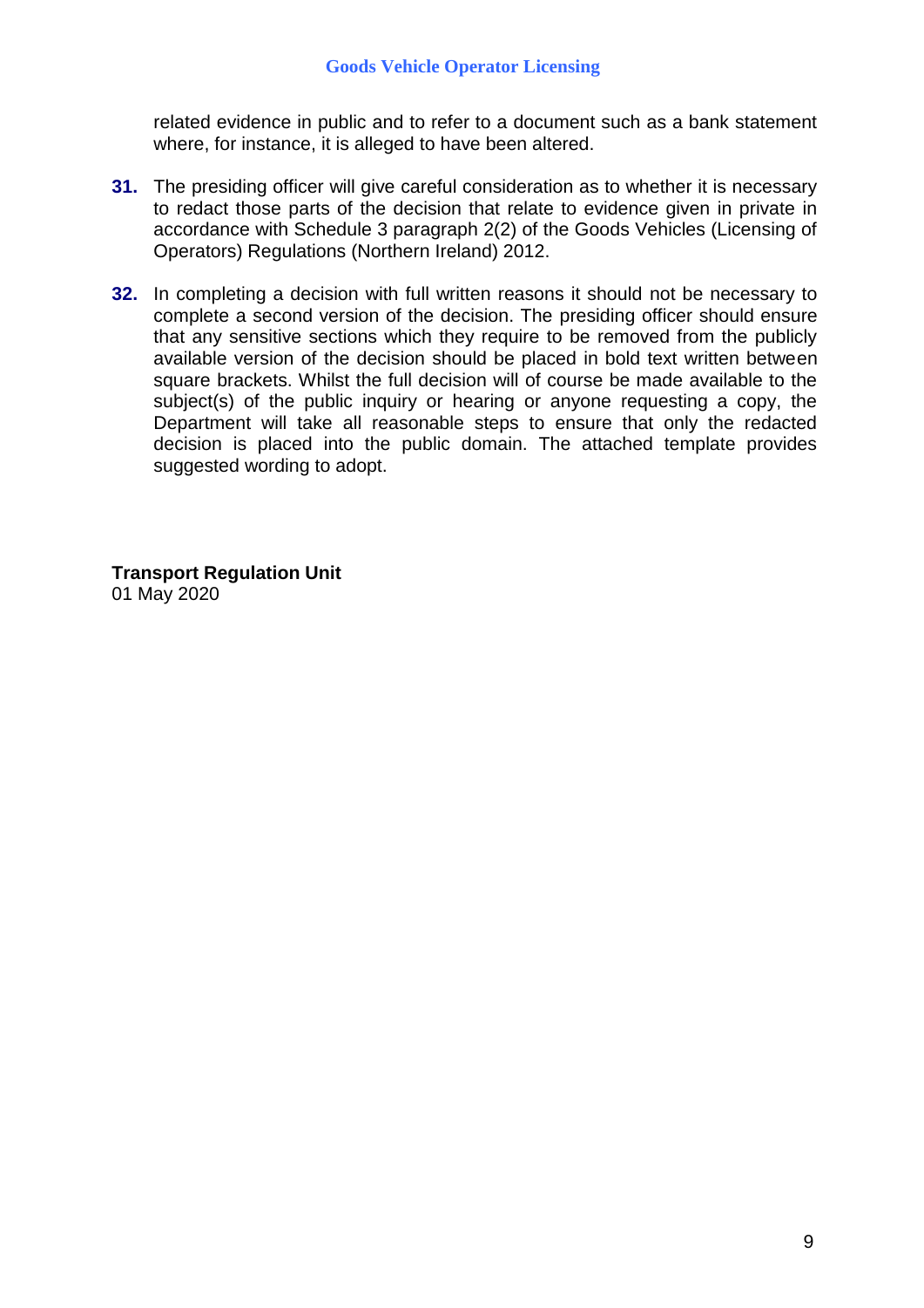related evidence in public and to refer to a document such as a bank statement where, for instance, it is alleged to have been altered.

**31.** The presiding officer will give careful consideration as to whether it is necessary to redact those parts of the decision that relate to evidence given in private in accordance with Schedule 3 paragraph 2(2) of the Goods Vehicles (Licensing of Operators) Regulations (Northern Ireland) 2012.

**32.** In completing a decision with full written reasons it should not be necessary to complete a second version of the decision. The presiding officer should ensure that any sensitive sections which they require to be removed from the publicly available version of the decision should be placed in bold text written between square brackets. Whilst the full decision will of course be made available to the subject(s) of the public inquiry or hearing or anyone requesting a copy, the Department will take all reasonable steps to ensure that only the redacted decision is placed into the public domain. The attached template provides suggested wording to adopt.

**Transport Regulation Unit**
01 May 2020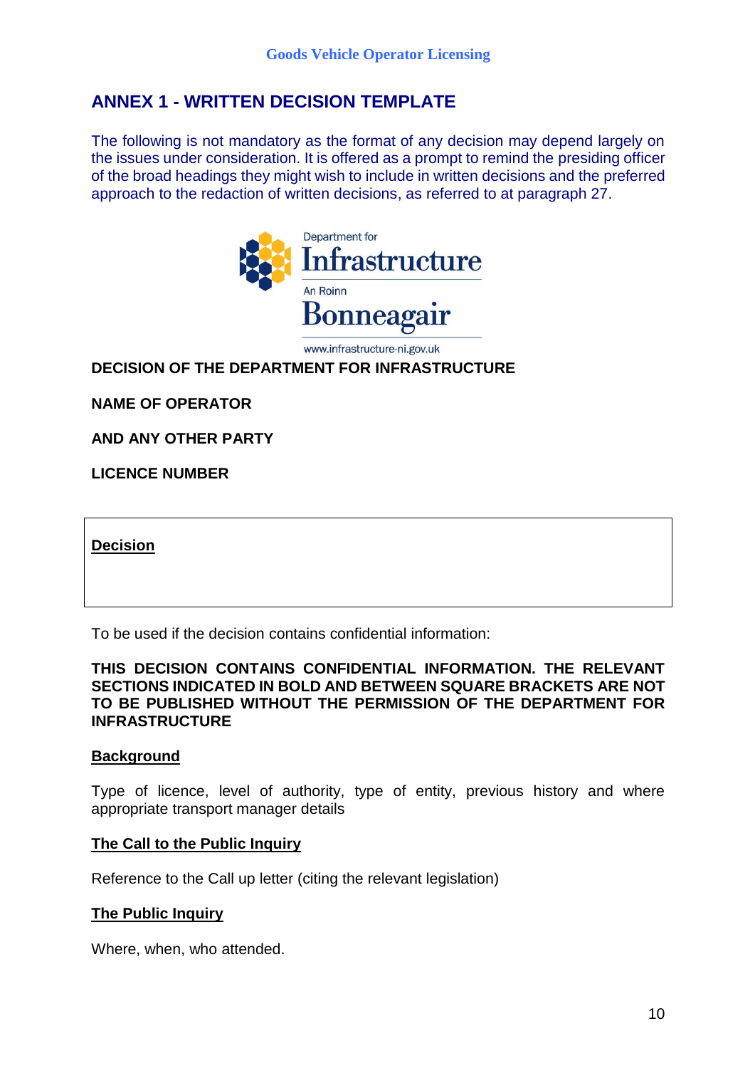## ANNEX 1 - WRITTEN DECISION TEMPLATE

The following is not mandatory as the format of any decision may depend largely on the issues under consideration. It is offered as a prompt to remind the presiding officer of the broad headings they might wish to include in written decisions and the preferred approach to the redaction of written decisions, as referred to at paragraph 27.

Department for
Infrastructure
An Roinn
Bonneagair
www.infrastructure-ni.gov.uk

**DECISION OF THE DEPARTMENT FOR INFRASTRUCTURE**

**NAME OF OPERATOR**

**AND ANY OTHER PARTY**

**LICENCE NUMBER**

| **Decision** |
|---|
| |

To be used if the decision contains confidential information:

**THIS DECISION CONTAINS CONFIDENTIAL INFORMATION. THE RELEVANT SECTIONS INDICATED IN BOLD AND BETWEEN SQUARE BRACKETS ARE NOT TO BE PUBLISHED WITHOUT THE PERMISSION OF THE DEPARTMENT FOR INFRASTRUCTURE**

**Background**

Type of licence, level of authority, type of entity, previous history and where appropriate transport manager details

**The Call to the Public Inquiry**

Reference to the Call up letter (citing the relevant legislation)

**The Public Inquiry**

Where, when, who attended.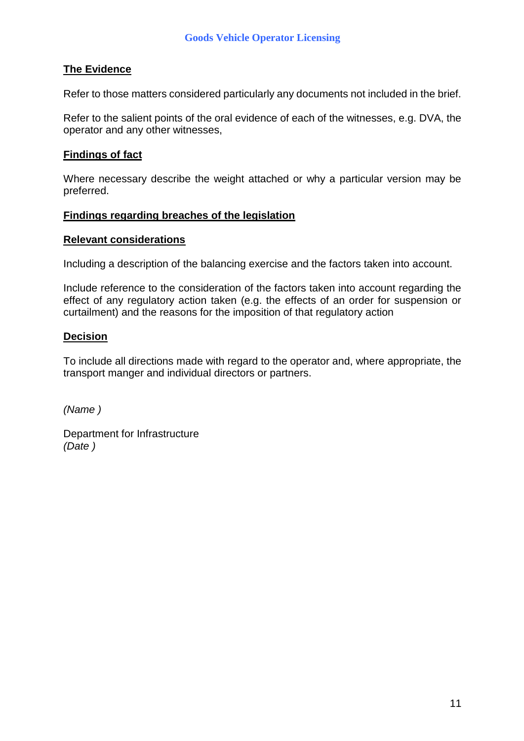**The Evidence**

Refer to those matters considered particularly any documents not included in the brief.

Refer to the salient points of the oral evidence of each of the witnesses, e.g. DVA, the operator and any other witnesses,

**Findings of fact**

Where necessary describe the weight attached or why a particular version may be preferred.

**Findings regarding breaches of the legislation**

**Relevant considerations**

Including a description of the balancing exercise and the factors taken into account.

Include reference to the consideration of the factors taken into account regarding the effect of any regulatory action taken (e.g. the effects of an order for suspension or curtailment) and the reasons for the imposition of that regulatory action

**Decision**

To include all directions made with regard to the operator and, where appropriate, the transport manger and individual directors or partners.

*(Name )*

Department for Infrastructure
*(Date )*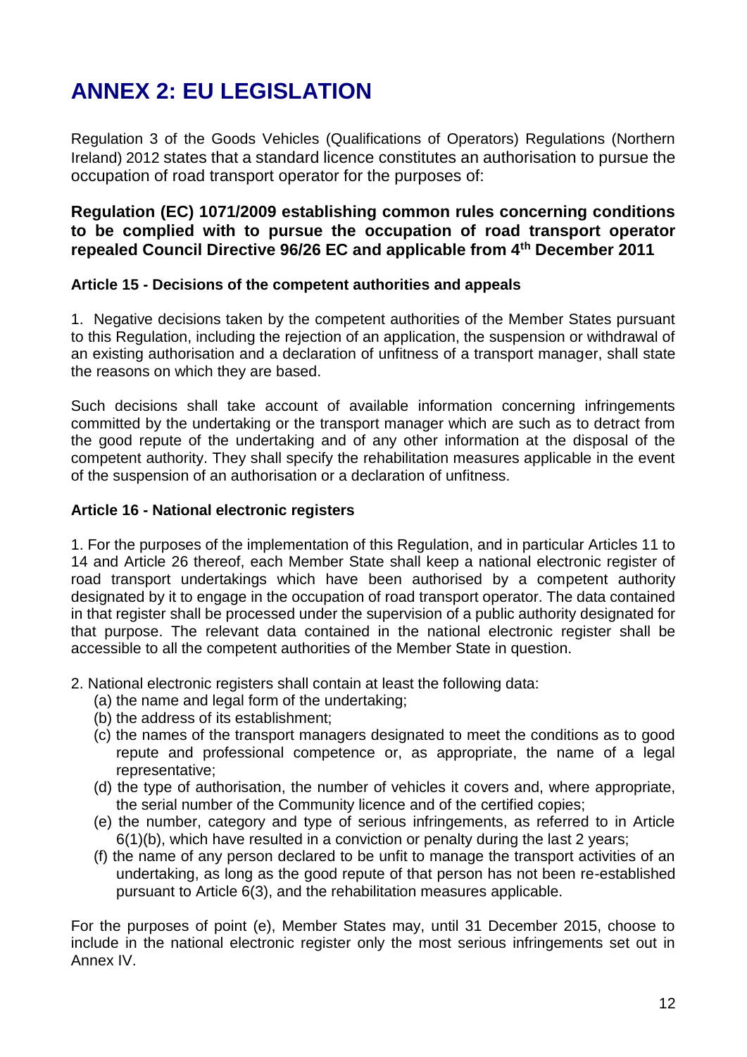# ANNEX 2: EU LEGISLATION

Regulation 3 of the Goods Vehicles (Qualifications of Operators) Regulations (Northern Ireland) 2012 states that a standard licence constitutes an authorisation to pursue the occupation of road transport operator for the purposes of:

### Regulation (EC) 1071/2009 establishing common rules concerning conditions to be complied with to pursue the occupation of road transport operator repealed Council Directive 96/26 EC and applicable from 4th December 2011

#### Article 15 - Decisions of the competent authorities and appeals

1. Negative decisions taken by the competent authorities of the Member States pursuant to this Regulation, including the rejection of an application, the suspension or withdrawal of an existing authorisation and a declaration of unfitness of a transport manager, shall state the reasons on which they are based.

Such decisions shall take account of available information concerning infringements committed by the undertaking or the transport manager which are such as to detract from the good repute of the undertaking and of any other information at the disposal of the competent authority. They shall specify the rehabilitation measures applicable in the event of the suspension of an authorisation or a declaration of unfitness.

#### Article 16 - National electronic registers

1. For the purposes of the implementation of this Regulation, and in particular Articles 11 to 14 and Article 26 thereof, each Member State shall keep a national electronic register of road transport undertakings which have been authorised by a competent authority designated by it to engage in the occupation of road transport operator. The data contained in that register shall be processed under the supervision of a public authority designated for that purpose. The relevant data contained in the national electronic register shall be accessible to all the competent authorities of the Member State in question.

2. National electronic registers shall contain at least the following data:
   - (a) the name and legal form of the undertaking;
   - (b) the address of its establishment;
   - (c) the names of the transport managers designated to meet the conditions as to good repute and professional competence or, as appropriate, the name of a legal representative;
   - (d) the type of authorisation, the number of vehicles it covers and, where appropriate, the serial number of the Community licence and of the certified copies;
   - (e) the number, category and type of serious infringements, as referred to in Article 6(1)(b), which have resulted in a conviction or penalty during the last 2 years;
   - (f) the name of any person declared to be unfit to manage the transport activities of an undertaking, as long as the good repute of that person has not been re-established pursuant to Article 6(3), and the rehabilitation measures applicable.

For the purposes of point (e), Member States may, until 31 December 2015, choose to include in the national electronic register only the most serious infringements set out in Annex IV.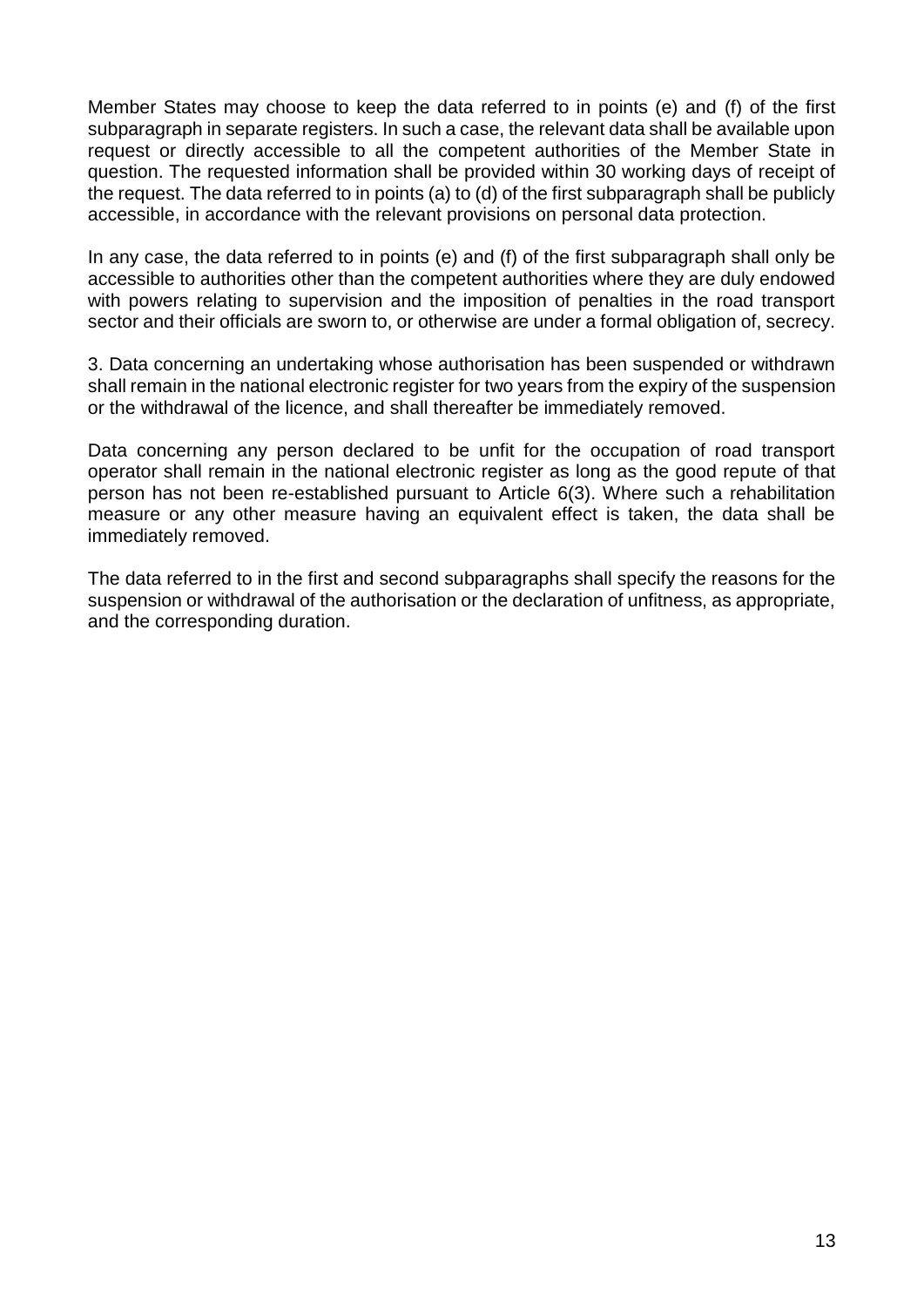Member States may choose to keep the data referred to in points (e) and (f) of the first subparagraph in separate registers. In such a case, the relevant data shall be available upon request or directly accessible to all the competent authorities of the Member State in question. The requested information shall be provided within 30 working days of receipt of the request. The data referred to in points (a) to (d) of the first subparagraph shall be publicly accessible, in accordance with the relevant provisions on personal data protection.

In any case, the data referred to in points (e) and (f) of the first subparagraph shall only be accessible to authorities other than the competent authorities where they are duly endowed with powers relating to supervision and the imposition of penalties in the road transport sector and their officials are sworn to, or otherwise are under a formal obligation of, secrecy.

3. Data concerning an undertaking whose authorisation has been suspended or withdrawn shall remain in the national electronic register for two years from the expiry of the suspension or the withdrawal of the licence, and shall thereafter be immediately removed.

Data concerning any person declared to be unfit for the occupation of road transport operator shall remain in the national electronic register as long as the good repute of that person has not been re-established pursuant to Article 6(3). Where such a rehabilitation measure or any other measure having an equivalent effect is taken, the data shall be immediately removed.

The data referred to in the first and second subparagraphs shall specify the reasons for the suspension or withdrawal of the authorisation or the declaration of unfitness, as appropriate, and the corresponding duration.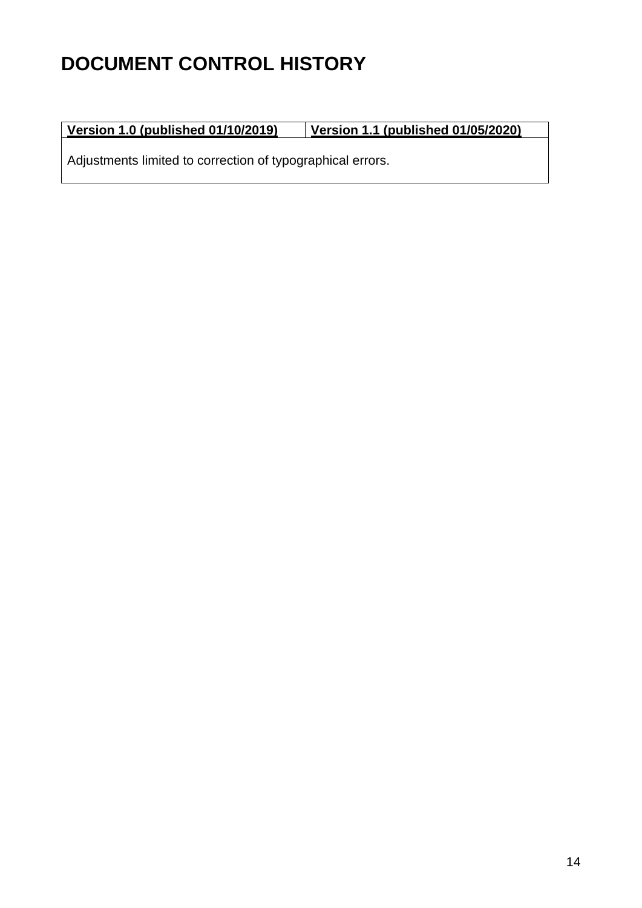# DOCUMENT CONTROL HISTORY

| **Version 1.0 (published 01/10/2019)** | **Version 1.1 (published 01/05/2020)** |
| --- | --- |
| Adjustments limited to correction of typographical errors. | |